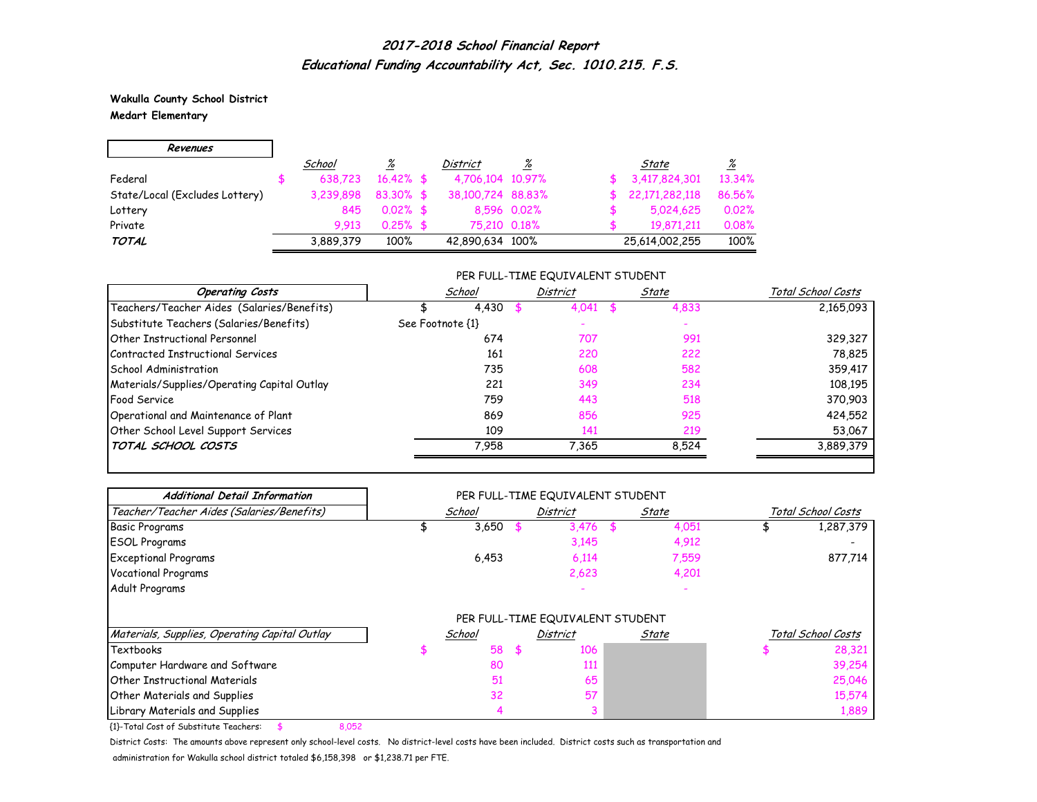# 2017-2018 School Financial Report

## Educational Funding Accountability Act, Sec. 1010.215. F.S.

**Wakulla County School District**

**Medart Elementary**

| ***Revenues*** | School | % | District | % | State | % |
|---|---|---|---|---|---|---|
| Federal | $ 638,723 | 16.42% | $ 4,706,104 | 10.97% | $ 3,417,824,301 | 13.34% |
| State/Local (Excludes Lottery) | 3,239,898 | 83.30% | $ 38,100,724 | 88.83% | $ 22,171,282,118 | 86.56% |
| Lottery | 845 | 0.02% | $ 8,596 | 0.02% | $ 5,024,625 | 0.02% |
| Private | 9,913 | 0.25% | $ 75,210 | 0.18% | $ 19,871,211 | 0.08% |
| ***TOTAL*** | 3,889,379 | 100% | 42,890,634 | 100% | 25,614,002,255 | 100% |

| ***Operating Costs*** | PER FULL-TIME EQUIVALENT STUDENT School | District | State | Total School Costs |
|---|---|---|---|---|
| Teachers/Teacher Aides (Salaries/Benefits) | $ 4,430 | $ 4,041 | $ 4,833 | 2,165,093 |
| Substitute Teachers (Salaries/Benefits) | See Footnote {1} | - | - | |
| Other Instructional Personnel | 674 | 707 | 991 | 329,327 |
| Contracted Instructional Services | 161 | 220 | 222 | 78,825 |
| School Administration | 735 | 608 | 582 | 359,417 |
| Materials/Supplies/Operating Capital Outlay | 221 | 349 | 234 | 108,195 |
| Food Service | 759 | 443 | 518 | 370,903 |
| Operational and Maintenance of Plant | 869 | 856 | 925 | 424,552 |
| Other School Level Support Services | 109 | 141 | 219 | 53,067 |
| ***TOTAL SCHOOL COSTS*** | 7,958 | 7,365 | 8,524 | 3,889,379 |

| ***Additional Detail Information*** | PER FULL-TIME EQUIVALENT STUDENT | | | |
|---|---|---|---|---|
| *Teacher/Teacher Aides (Salaries/Benefits)* | School | District | State | Total School Costs |
| Basic Programs | $ 3,650 | $ 3,476 | $ 4,051 | $ 1,287,379 |
| ESOL Programs | | 3,145 | 4,912 | - |
| Exceptional Programs | 6,453 | 6,114 | 7,559 | 877,714 |
| Vocational Programs | | 2,623 | 4,201 | |
| Adult Programs | | - | - | |

| *Materials, Supplies, Operating Capital Outlay* | PER FULL-TIME EQUIVALENT STUDENT School | District | State | Total School Costs |
|---|---|---|---|---|
| Textbooks | $ 58 | $ 106 | | $ 28,321 |
| Computer Hardware and Software | 80 | 111 | | 39,254 |
| Other Instructional Materials | 51 | 65 | | 25,046 |
| Other Materials and Supplies | 32 | 57 | | 15,574 |
| Library Materials and Supplies | 4 | 3 | | 1,889 |

{1}-Total Cost of Substitute Teachers: $ 8,052

District Costs: The amounts above represent only school-level costs. No district-level costs have been included. District costs such as transportation and administration for Wakulla school district totaled $6,158,398 or $1,238.71 per FTE.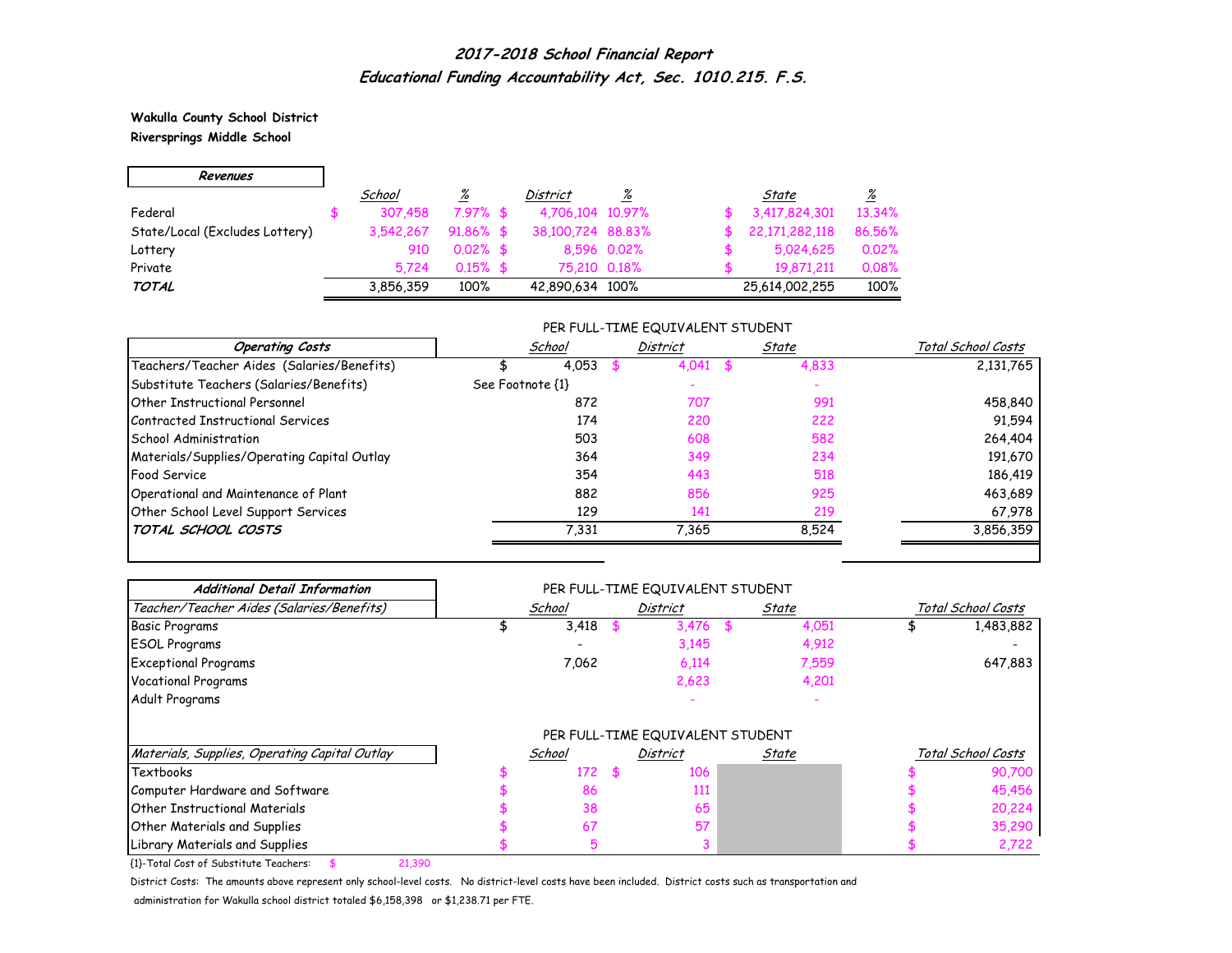# 2017-2018 School Financial Report
## Educational Funding Accountability Act, Sec. 1010.215. F.S.

**Wakulla County School District**
**Riversprings Middle School**

| Revenues | School | % | District | % | State | % |
|---|---|---|---|---|---|---|
| Federal | $ 307,458 | 7.97% | $ 4,706,104 | 10.97% | $ 3,417,824,301 | 13.34% |
| State/Local (Excludes Lottery) | 3,542,267 | 91.86% | $ 38,100,724 | 88.83% | $ 22,171,282,118 | 86.56% |
| Lottery | 910 | 0.02% | $ 8,596 | 0.02% | $ 5,024,625 | 0.02% |
| Private | 5,724 | 0.15% | $ 75,210 | 0.18% | $ 19,871,211 | 0.08% |
| ***TOTAL*** | 3,856,359 | 100% | 42,890,634 | 100% | 25,614,002,255 | 100% |

| Operating Costs | School (Per FTE Student) | District (Per FTE Student) | State (Per FTE Student) | Total School Costs |
|---|---|---|---|---|
| Teachers/Teacher Aides (Salaries/Benefits) | $ 4,053 | $ 4,041 | $ 4,833 | 2,131,765 |
| Substitute Teachers (Salaries/Benefits) | See Footnote {1} | - | - | |
| Other Instructional Personnel | 872 | 707 | 991 | 458,840 |
| Contracted Instructional Services | 174 | 220 | 222 | 91,594 |
| School Administration | 503 | 608 | 582 | 264,404 |
| Materials/Supplies/Operating Capital Outlay | 364 | 349 | 234 | 191,670 |
| Food Service | 354 | 443 | 518 | 186,419 |
| Operational and Maintenance of Plant | 882 | 856 | 925 | 463,689 |
| Other School Level Support Services | 129 | 141 | 219 | 67,978 |
| ***TOTAL SCHOOL COSTS*** | 7,331 | 7,365 | 8,524 | 3,856,359 |

| Additional Detail Information | | | | |
|---|---|---|---|---|
| *Teacher/Teacher Aides (Salaries/Benefits)* | School (Per FTE Student) | District (Per FTE Student) | State (Per FTE Student) | Total School Costs |
| Basic Programs | $ 3,418 | $ 3,476 | $ 4,051 | $ 1,483,882 |
| ESOL Programs | - | 3,145 | 4,912 | - |
| Exceptional Programs | 7,062 | 6,114 | 7,559 | 647,883 |
| Vocational Programs | | 2,623 | 4,201 | |
| Adult Programs | | - | - | |

| *Materials, Supplies, Operating Capital Outlay* | School (Per FTE Student) | District (Per FTE Student) | State (Per FTE Student) | Total School Costs |
|---|---|---|---|---|
| Textbooks | $ 172 | $ 106 | | $ 90,700 |
| Computer Hardware and Software | $ 86 | 111 | | $ 45,456 |
| Other Instructional Materials | $ 38 | 65 | | $ 20,224 |
| Other Materials and Supplies | $ 67 | 57 | | $ 35,290 |
| Library Materials and Supplies | $ 5 | 3 | | $ 2,722 |

{1}-Total Cost of Substitute Teachers: $ 21,390

District Costs: The amounts above represent only school-level costs. No district-level costs have been included. District costs such as transportation and administration for Wakulla school district totaled $6,158,398 or $1,238.71 per FTE.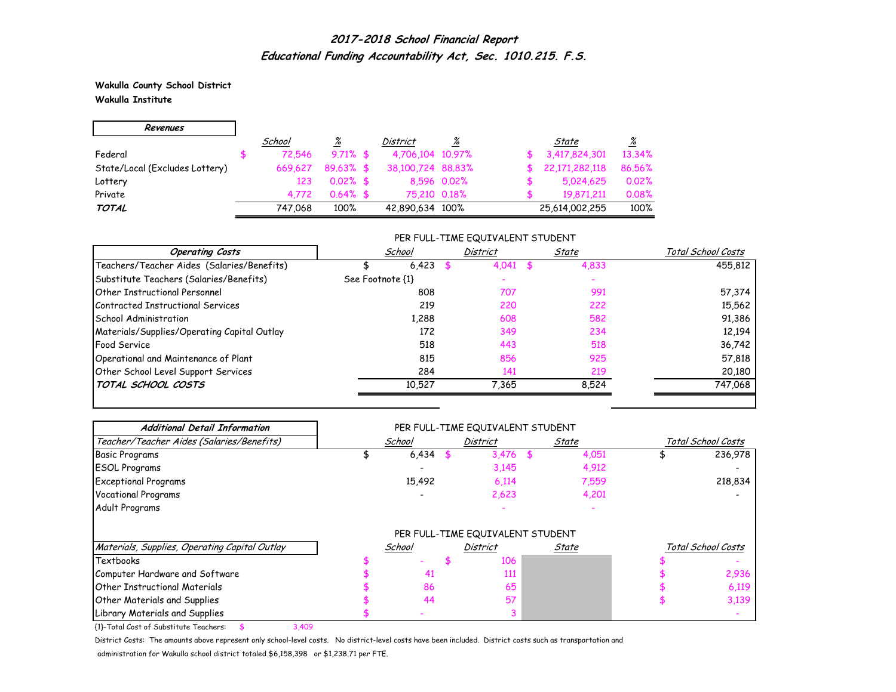## *2017-2018 School Financial Report*
## *Educational Funding Accountability Act, Sec. 1010.215. F.S.*

**Wakulla County School District**
**Wakulla Institute**

| ***Revenues*** | *School* | *%* | *District* | *%* | *State* | *%* |
|---|---|---|---|---|---|---|
| Federal | $ 72,546 | 9.71% | $ 4,706,104 | 10.97% | $ 3,417,824,301 | 13.34% |
| State/Local (Excludes Lottery) | 669,627 | 89.63% | $ 38,100,724 | 88.83% | $ 22,171,282,118 | 86.56% |
| Lottery | 123 | 0.02% | $ 8,596 | 0.02% | $ 5,024,625 | 0.02% |
| Private | 4,772 | 0.64% | $ 75,210 | 0.18% | $ 19,871,211 | 0.08% |
| ***TOTAL*** | 747,068 | 100% | 42,890,634 | 100% | 25,614,002,255 | 100% |

| | PER FULL-TIME EQUIVALENT STUDENT | | | |
|---|---|---|---|---|
| ***Operating Costs*** | *School* | *District* | *State* | *Total School Costs* |
| Teachers/Teacher Aides (Salaries/Benefits) | $ 6,423 | $ 4,041 | $ 4,833 | 455,812 |
| Substitute Teachers (Salaries/Benefits) | See Footnote {1} | - | - | |
| Other Instructional Personnel | 808 | 707 | 991 | 57,374 |
| Contracted Instructional Services | 219 | 220 | 222 | 15,562 |
| School Administration | 1,288 | 608 | 582 | 91,386 |
| Materials/Supplies/Operating Capital Outlay | 172 | 349 | 234 | 12,194 |
| Food Service | 518 | 443 | 518 | 36,742 |
| Operational and Maintenance of Plant | 815 | 856 | 925 | 57,818 |
| Other School Level Support Services | 284 | 141 | 219 | 20,180 |
| ***TOTAL SCHOOL COSTS*** | 10,527 | 7,365 | 8,524 | 747,068 |

| ***Additional Detail Information*** | PER FULL-TIME EQUIVALENT STUDENT | | | |
|---|---|---|---|---|
| *Teacher/Teacher Aides (Salaries/Benefits)* | *School* | *District* | *State* | *Total School Costs* |
| Basic Programs | $ 6,434 | $ 3,476 | $ 4,051 | $ 236,978 |
| ESOL Programs | - | 3,145 | 4,912 | - |
| Exceptional Programs | 15,492 | 6,114 | 7,559 | 218,834 |
| Vocational Programs | - | 2,623 | 4,201 | - |
| Adult Programs | | - | - | |

| | PER FULL-TIME EQUIVALENT STUDENT | | | |
|---|---|---|---|---|
| *Materials, Supplies, Operating Capital Outlay* | *School* | *District* | *State* | *Total School Costs* |
| Textbooks | $ - | $ 106 | | $ - |
| Computer Hardware and Software | $ 41 | 111 | | $ 2,936 |
| Other Instructional Materials | $ 86 | 65 | | $ 6,119 |
| Other Materials and Supplies | $ 44 | 57 | | $ 3,139 |
| Library Materials and Supplies | $ - | 3 | | - |

{1}-Total Cost of Substitute Teachers: $ 3,409

District Costs: The amounts above represent only school-level costs. No district-level costs have been included. District costs such as transportation and administration for Wakulla school district totaled $6,158,398 or $1,238.71 per FTE.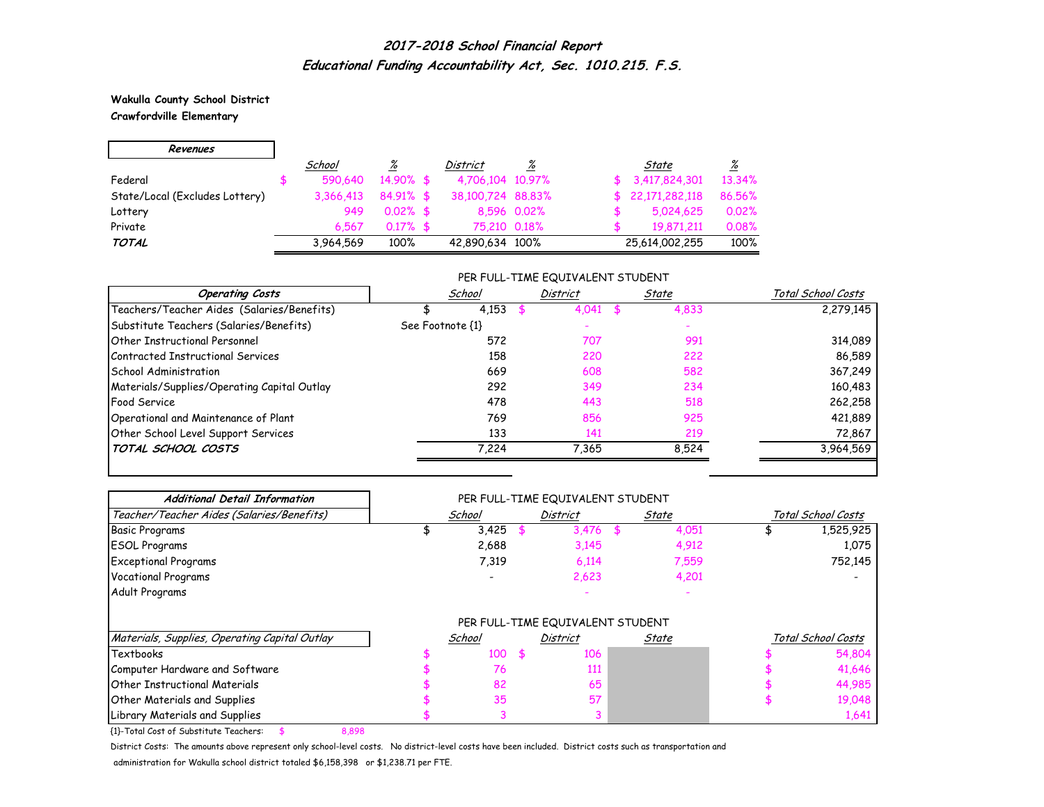# *2017-2018 School Financial Report*
## *Educational Funding Accountability Act, Sec. 1010.215. F.S.*

**Wakulla County School District**
**Crawfordville Elementary**

| *Revenues* | School | % | District | % | State | % |
|---|---|---|---|---|---|---|
| Federal | $ 590,640 | 14.90% | $ 4,706,104 | 10.97% | $ 3,417,824,301 | 13.34% |
| State/Local (Excludes Lottery) | 3,366,413 | 84.91% | $ 38,100,724 | 88.83% | $ 22,171,282,118 | 86.56% |
| Lottery | 949 | 0.02% | $ 8,596 | 0.02% | $ 5,024,625 | 0.02% |
| Private | 6,567 | 0.17% | $ 75,210 | 0.18% | $ 19,871,211 | 0.08% |
| ***TOTAL*** | 3,964,569 | 100% | 42,890,634 | 100% | 25,614,002,255 | 100% |

PER FULL-TIME EQUIVALENT STUDENT

| *Operating Costs* | School | District | State | Total School Costs |
|---|---|---|---|---|
| Teachers/Teacher Aides (Salaries/Benefits) | $ 4,153 | $ 4,041 | $ 4,833 | 2,279,145 |
| Substitute Teachers (Salaries/Benefits) | See Footnote {1} | - | - | |
| Other Instructional Personnel | 572 | 707 | 991 | 314,089 |
| Contracted Instructional Services | 158 | 220 | 222 | 86,589 |
| School Administration | 669 | 608 | 582 | 367,249 |
| Materials/Supplies/Operating Capital Outlay | 292 | 349 | 234 | 160,483 |
| Food Service | 478 | 443 | 518 | 262,258 |
| Operational and Maintenance of Plant | 769 | 856 | 925 | 421,889 |
| Other School Level Support Services | 133 | 141 | 219 | 72,867 |
| ***TOTAL SCHOOL COSTS*** | 7,224 | 7,365 | 8,524 | 3,964,569 |

PER FULL-TIME EQUIVALENT STUDENT

| *Additional Detail Information* | | | | |
|---|---|---|---|---|
| *Teacher/Teacher Aides (Salaries/Benefits)* | School | District | State | Total School Costs |
| Basic Programs | $ 3,425 | $ 3,476 | $ 4,051 | $ 1,525,925 |
| ESOL Programs | 2,688 | 3,145 | 4,912 | 1,075 |
| Exceptional Programs | 7,319 | 6,114 | 7,559 | 752,145 |
| Vocational Programs | - | 2,623 | 4,201 | - |
| Adult Programs | | - | - | |

PER FULL-TIME EQUIVALENT STUDENT

| *Materials, Supplies, Operating Capital Outlay* | School | District | State | Total School Costs |
|---|---|---|---|---|
| Textbooks | $ 100 | $ 106 | | $ 54,804 |
| Computer Hardware and Software | $ 76 | 111 | | $ 41,646 |
| Other Instructional Materials | $ 82 | 65 | | $ 44,985 |
| Other Materials and Supplies | $ 35 | 57 | | $ 19,048 |
| Library Materials and Supplies | $ 3 | 3 | | 1,641 |

{1}-Total Cost of Substitute Teachers: $ 8,898

District Costs: The amounts above represent only school-level costs. No district-level costs have been included. District costs such as transportation and administration for Wakulla school district totaled $6,158,398 or $1,238.71 per FTE.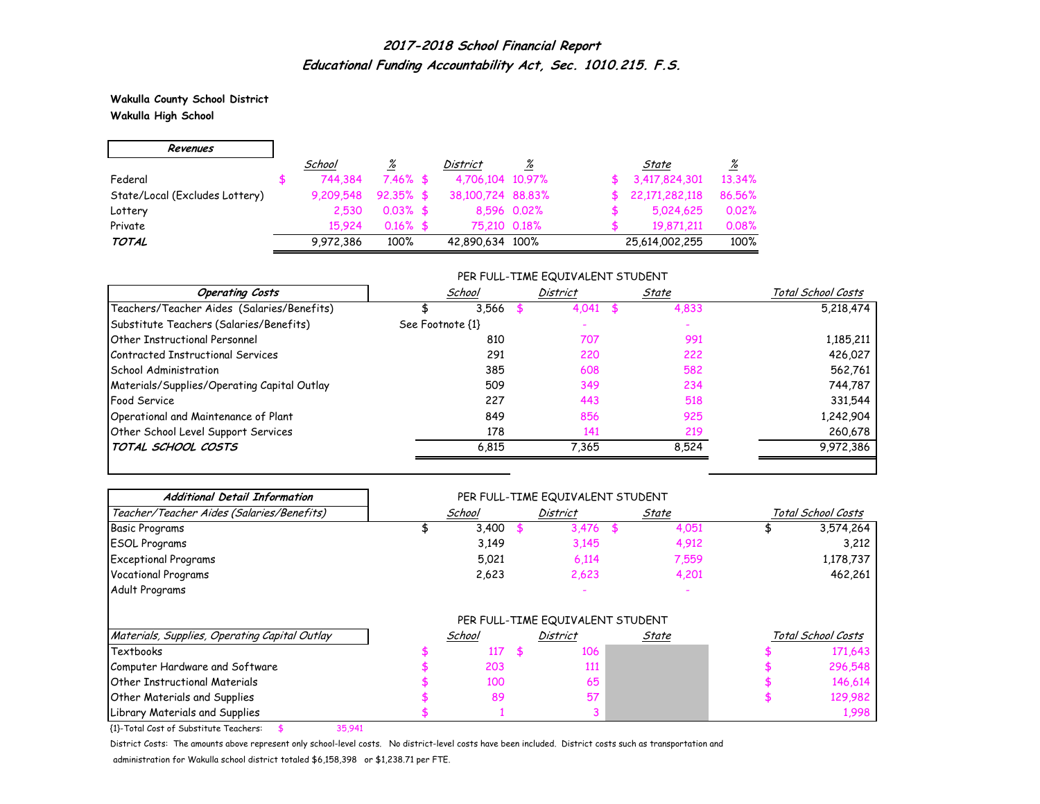# 2017-2018 School Financial Report

## Educational Funding Accountability Act, Sec. 1010.215. F.S.

**Wakulla County School District**
**Wakulla High School**

| Revenues | School | % | District | % | State | % |
|---|---|---|---|---|---|---|
| Federal | $ 744,384 | 7.46% | $ 4,706,104 | 10.97% | $ 3,417,824,301 | 13.34% |
| State/Local (Excludes Lottery) | 9,209,548 | 92.35% | $ 38,100,724 | 88.83% | $ 22,171,282,118 | 86.56% |
| Lottery | 2,530 | 0.03% | $ 8,596 | 0.02% | $ 5,024,625 | 0.02% |
| Private | 15,924 | 0.16% | $ 75,210 | 0.18% | $ 19,871,211 | 0.08% |
| ***TOTAL*** | 9,972,386 | 100% | 42,890,634 | 100% | 25,614,002,255 | 100% |

| Operating Costs | School (Per FTE Student) | District (Per FTE Student) | State (Per FTE Student) | Total School Costs |
|---|---|---|---|---|
| Teachers/Teacher Aides (Salaries/Benefits) | $ 3,566 | $ 4,041 | $ 4,833 | 5,218,474 |
| Substitute Teachers (Salaries/Benefits) | See Footnote {1} | - | - | |
| Other Instructional Personnel | 810 | 707 | 991 | 1,185,211 |
| Contracted Instructional Services | 291 | 220 | 222 | 426,027 |
| School Administration | 385 | 608 | 582 | 562,761 |
| Materials/Supplies/Operating Capital Outlay | 509 | 349 | 234 | 744,787 |
| Food Service | 227 | 443 | 518 | 331,544 |
| Operational and Maintenance of Plant | 849 | 856 | 925 | 1,242,904 |
| Other School Level Support Services | 178 | 141 | 219 | 260,678 |
| ***TOTAL SCHOOL COSTS*** | 6,815 | 7,365 | 8,524 | 9,972,386 |

| ***Additional Detail Information*** | | | | |
|---|---|---|---|---|
| *Teacher/Teacher Aides (Salaries/Benefits)* | *School* (Per FTE Student) | *District* (Per FTE Student) | *State* (Per FTE Student) | *Total School Costs* |
| Basic Programs | $ 3,400 | $ 3,476 | $ 4,051 | $ 3,574,264 |
| ESOL Programs | 3,149 | 3,145 | 4,912 | 3,212 |
| Exceptional Programs | 5,021 | 6,114 | 7,559 | 1,178,737 |
| Vocational Programs | 2,623 | 2,623 | 4,201 | 462,261 |
| Adult Programs | | - | - | |

| *Materials, Supplies, Operating Capital Outlay* | *School* (Per FTE Student) | *District* (Per FTE Student) | *State* (Per FTE Student) | *Total School Costs* |
|---|---|---|---|---|
| Textbooks | $ 117 | $ 106 | | $ 171,643 |
| Computer Hardware and Software | $ 203 | 111 | | $ 296,548 |
| Other Instructional Materials | $ 100 | 65 | | $ 146,614 |
| Other Materials and Supplies | $ 89 | 57 | | $ 129,982 |
| Library Materials and Supplies | $ 1 | 3 | | 1,998 |

{1}-Total Cost of Substitute Teachers: $ 35,941

District Costs: The amounts above represent only school-level costs. No district-level costs have been included. District costs such as transportation and administration for Wakulla school district totaled $6,158,398 or $1,238.71 per FTE.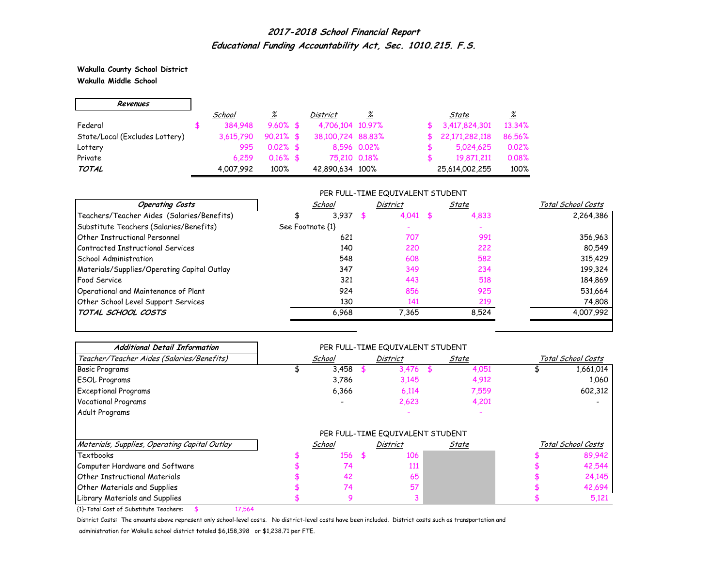# 2017-2018 School Financial Report

## Educational Funding Accountability Act, Sec. 1010.215. F.S.

**Wakulla County School District**

**Wakulla Middle School**

| Revenues | School | % | District | % | State | % |
|---|---|---|---|---|---|---|
| Federal | $ 384,948 | 9.60% | $ 4,706,104 | 10.97% | $ 3,417,824,301 | 13.34% |
| State/Local (Excludes Lottery) | 3,615,790 | 90.21% | $ 38,100,724 | 88.83% | $ 22,171,282,118 | 86.56% |
| Lottery | 995 | 0.02% | $ 8,596 | 0.02% | $ 5,024,625 | 0.02% |
| Private | 6,259 | 0.16% | $ 75,210 | 0.18% | $ 19,871,211 | 0.08% |
| ***TOTAL*** | 4,007,992 | 100% | 42,890,634 | 100% | 25,614,002,255 | 100% |

PER FULL-TIME EQUIVALENT STUDENT

| Operating Costs | School | District | State | Total School Costs |
|---|---|---|---|---|
| Teachers/Teacher Aides (Salaries/Benefits) | $ 3,937 | $ 4,041 | $ 4,833 | 2,264,386 |
| Substitute Teachers (Salaries/Benefits) | See Footnote {1} | - | - | |
| Other Instructional Personnel | 621 | 707 | 991 | 356,963 |
| Contracted Instructional Services | 140 | 220 | 222 | 80,549 |
| School Administration | 548 | 608 | 582 | 315,429 |
| Materials/Supplies/Operating Capital Outlay | 347 | 349 | 234 | 199,324 |
| Food Service | 321 | 443 | 518 | 184,869 |
| Operational and Maintenance of Plant | 924 | 856 | 925 | 531,664 |
| Other School Level Support Services | 130 | 141 | 219 | 74,808 |
| ***TOTAL SCHOOL COSTS*** | 6,968 | 7,365 | 8,524 | 4,007,992 |

***Additional Detail Information***

PER FULL-TIME EQUIVALENT STUDENT

| Teacher/Teacher Aides (Salaries/Benefits) | School | District | State | Total School Costs |
|---|---|---|---|---|
| Basic Programs | $ 3,458 | $ 3,476 | $ 4,051 | $ 1,661,014 |
| ESOL Programs | 3,786 | 3,145 | 4,912 | 1,060 |
| Exceptional Programs | 6,366 | 6,114 | 7,559 | 602,312 |
| Vocational Programs | - | 2,623 | 4,201 | - |
| Adult Programs | | - | - | |

PER FULL-TIME EQUIVALENT STUDENT

| Materials, Supplies, Operating Capital Outlay | School | District | State | Total School Costs |
|---|---|---|---|---|
| Textbooks | $ 156 | $ 106 | | $ 89,942 |
| Computer Hardware and Software | $ 74 | 111 | | $ 42,544 |
| Other Instructional Materials | $ 42 | 65 | | $ 24,145 |
| Other Materials and Supplies | $ 74 | 57 | | $ 42,694 |
| Library Materials and Supplies | $ 9 | 3 | | $ 5,121 |

{1}-Total Cost of Substitute Teachers: $ 17,564

District Costs: The amounts above represent only school-level costs. No district-level costs have been included. District costs such as transportation and administration for Wakulla school district totaled $6,158,398 or $1,238.71 per FTE.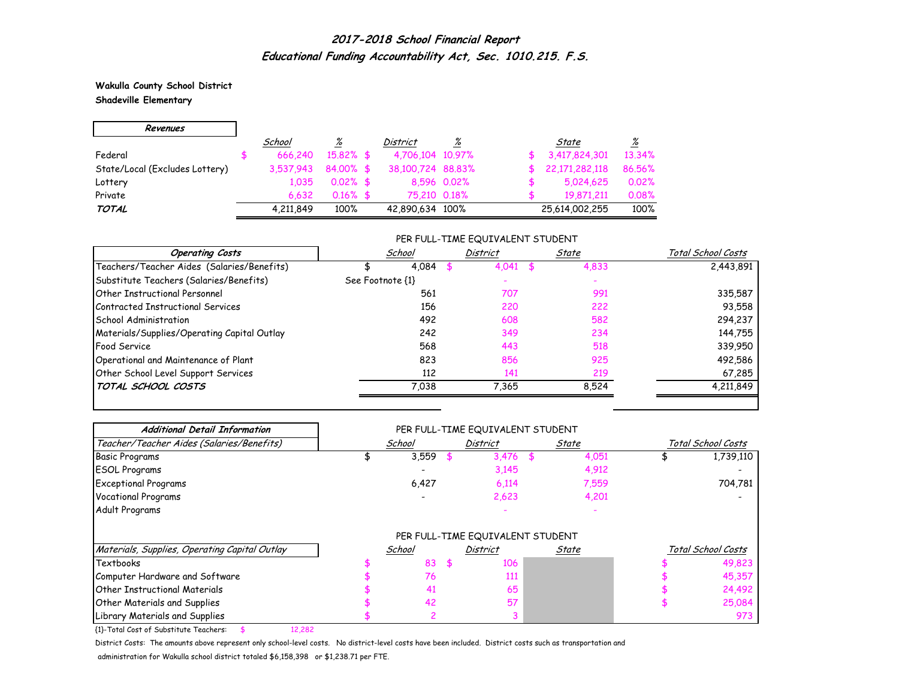## *2017-2018 School Financial Report*
## *Educational Funding Accountability Act, Sec. 1010.215. F.S.*

**Wakulla County School District**
**Shadeville Elementary**

| *Revenues* | *School* | *%* | *District* | *%* | *State* | *%* |
|---|---|---|---|---|---|---|
| Federal | $ 666,240 | 15.82% | $ 4,706,104 | 10.97% | $ 3,417,824,301 | 13.34% |
| State/Local (Excludes Lottery) | 3,537,943 | 84.00% | $ 38,100,724 | 88.83% | $ 22,171,282,118 | 86.56% |
| Lottery | 1,035 | 0.02% | $ 8,596 | 0.02% | $ 5,024,625 | 0.02% |
| Private | 6,632 | 0.16% | $ 75,210 | 0.18% | $ 19,871,211 | 0.08% |
| ***TOTAL*** | 4,211,849 | 100% | 42,890,634 | 100% | 25,614,002,255 | 100% |

PER FULL-TIME EQUIVALENT STUDENT

| *Operating Costs* | *School* | *District* | *State* | *Total School Costs* |
|---|---|---|---|---|
| Teachers/Teacher Aides (Salaries/Benefits) | $ 4,084 | $ 4,041 | $ 4,833 | 2,443,891 |
| Substitute Teachers (Salaries/Benefits) | See Footnote {1} | - | - | |
| Other Instructional Personnel | 561 | 707 | 991 | 335,587 |
| Contracted Instructional Services | 156 | 220 | 222 | 93,558 |
| School Administration | 492 | 608 | 582 | 294,237 |
| Materials/Supplies/Operating Capital Outlay | 242 | 349 | 234 | 144,755 |
| Food Service | 568 | 443 | 518 | 339,950 |
| Operational and Maintenance of Plant | 823 | 856 | 925 | 492,586 |
| Other School Level Support Services | 112 | 141 | 219 | 67,285 |
| ***TOTAL SCHOOL COSTS*** | 7,038 | 7,365 | 8,524 | 4,211,849 |

PER FULL-TIME EQUIVALENT STUDENT

| *Additional Detail Information* | | | | |
|---|---|---|---|---|
| *Teacher/Teacher Aides (Salaries/Benefits)* | *School* | *District* | *State* | *Total School Costs* |
| Basic Programs | $ 3,559 | $ 3,476 | $ 4,051 | $ 1,739,110 |
| ESOL Programs | - | 3,145 | 4,912 | - |
| Exceptional Programs | 6,427 | 6,114 | 7,559 | 704,781 |
| Vocational Programs | - | 2,623 | 4,201 | - |
| Adult Programs | | - | - | |

PER FULL-TIME EQUIVALENT STUDENT

| *Materials, Supplies, Operating Capital Outlay* | *School* | *District* | *State* | *Total School Costs* |
|---|---|---|---|---|
| Textbooks | $ 83 | $ 106 | | $ 49,823 |
| Computer Hardware and Software | $ 76 | 111 | | $ 45,357 |
| Other Instructional Materials | $ 41 | 65 | | $ 24,492 |
| Other Materials and Supplies | $ 42 | 57 | | $ 25,084 |
| Library Materials and Supplies | $ 2 | 3 | | 973 |

{1}-Total Cost of Substitute Teachers: $ 12,282

District Costs: The amounts above represent only school-level costs. No district-level costs have been included. District costs such as transportation and administration for Wakulla school district totaled $6,158,398 or $1,238.71 per FTE.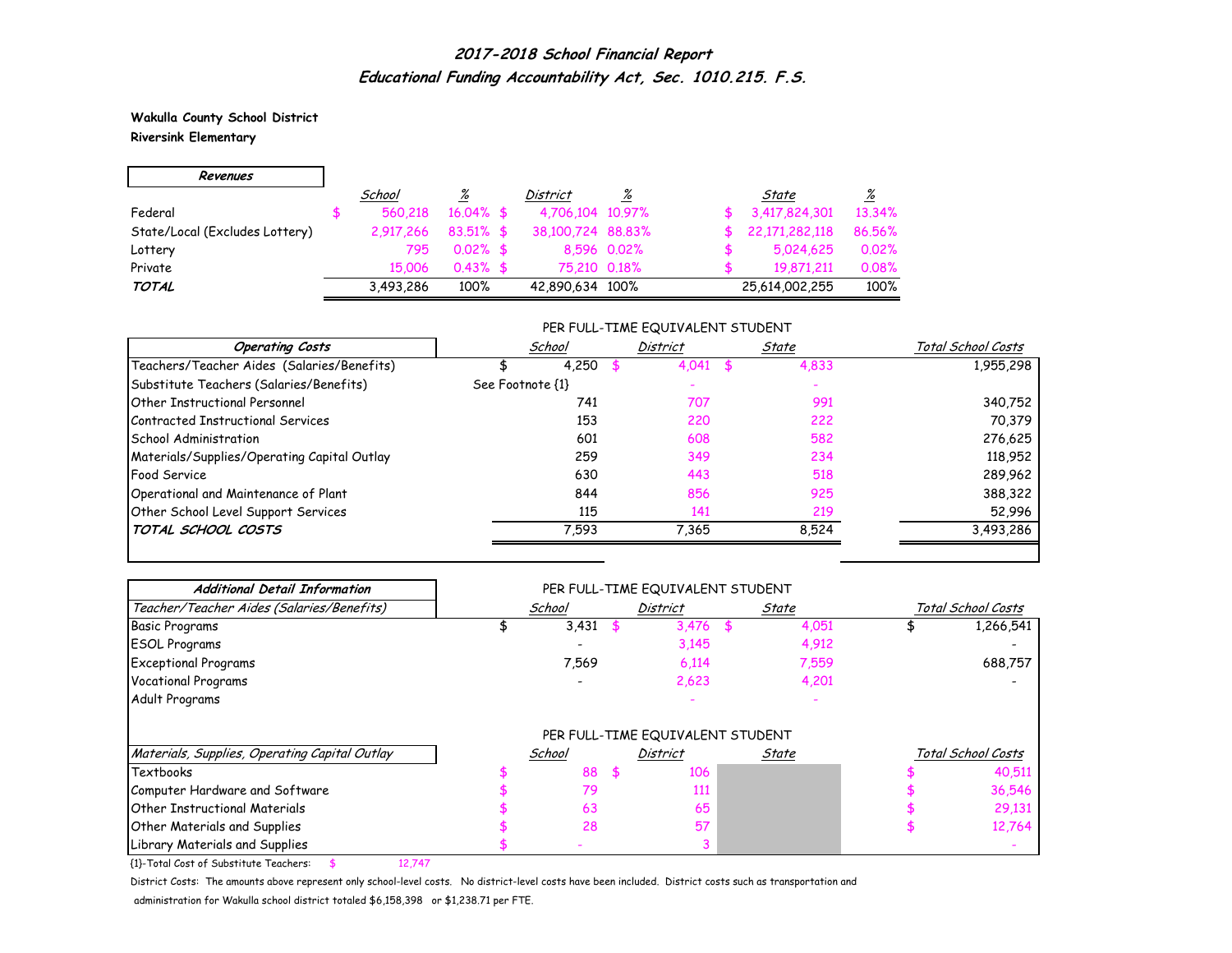# *2017-2018 School Financial Report*
## *Educational Funding Accountability Act, Sec. 1010.215. F.S.*

**Wakulla County School District**
**Riversink Elementary**

| *Revenues* | *School* | *%* | *District* | *%* | *State* | *%* |
|---|---|---|---|---|---|---|
| Federal | $ 560,218 | 16.04% | $ 4,706,104 | 10.97% | $ 3,417,824,301 | 13.34% |
| State/Local (Excludes Lottery) | 2,917,266 | 83.51% | $ 38,100,724 | 88.83% | $ 22,171,282,118 | 86.56% |
| Lottery | 795 | 0.02% | $ 8,596 | 0.02% | $ 5,024,625 | 0.02% |
| Private | 15,006 | 0.43% | $ 75,210 | 0.18% | $ 19,871,211 | 0.08% |
| ***TOTAL*** | 3,493,286 | 100% | 42,890,634 | 100% | 25,614,002,255 | 100% |

PER FULL-TIME EQUIVALENT STUDENT

| *Operating Costs* | *School* | *District* | *State* | *Total School Costs* |
|---|---|---|---|---|
| Teachers/Teacher Aides (Salaries/Benefits) | $ 4,250 | $ 4,041 | $ 4,833 | 1,955,298 |
| Substitute Teachers (Salaries/Benefits) | See Footnote {1} | - | - | |
| Other Instructional Personnel | 741 | 707 | 991 | 340,752 |
| Contracted Instructional Services | 153 | 220 | 222 | 70,379 |
| School Administration | 601 | 608 | 582 | 276,625 |
| Materials/Supplies/Operating Capital Outlay | 259 | 349 | 234 | 118,952 |
| Food Service | 630 | 443 | 518 | 289,962 |
| Operational and Maintenance of Plant | 844 | 856 | 925 | 388,322 |
| Other School Level Support Services | 115 | 141 | 219 | 52,996 |
| ***TOTAL SCHOOL COSTS*** | 7,593 | 7,365 | 8,524 | 3,493,286 |

PER FULL-TIME EQUIVALENT STUDENT

| *Additional Detail Information* / *Teacher/Teacher Aides (Salaries/Benefits)* | *School* | *District* | *State* | *Total School Costs* |
|---|---|---|---|---|
| Basic Programs | $ 3,431 | $ 3,476 | $ 4,051 | $ 1,266,541 |
| ESOL Programs | - | 3,145 | 4,912 | - |
| Exceptional Programs | 7,569 | 6,114 | 7,559 | 688,757 |
| Vocational Programs | - | 2,623 | 4,201 | - |
| Adult Programs | | - | - | |

PER FULL-TIME EQUIVALENT STUDENT

| *Materials, Supplies, Operating Capital Outlay* | *School* | *District* | *State* | *Total School Costs* |
|---|---|---|---|---|
| Textbooks | $ 88 | $ 106 | | $ 40,511 |
| Computer Hardware and Software | $ 79 | 111 | | $ 36,546 |
| Other Instructional Materials | $ 63 | 65 | | $ 29,131 |
| Other Materials and Supplies | $ 28 | 57 | | $ 12,764 |
| Library Materials and Supplies | $ - | 3 | | - |

{1}-Total Cost of Substitute Teachers: $ 12,747

District Costs: The amounts above represent only school-level costs. No district-level costs have been included. District costs such as transportation and administration for Wakulla school district totaled $6,158,398 or $1,238.71 per FTE.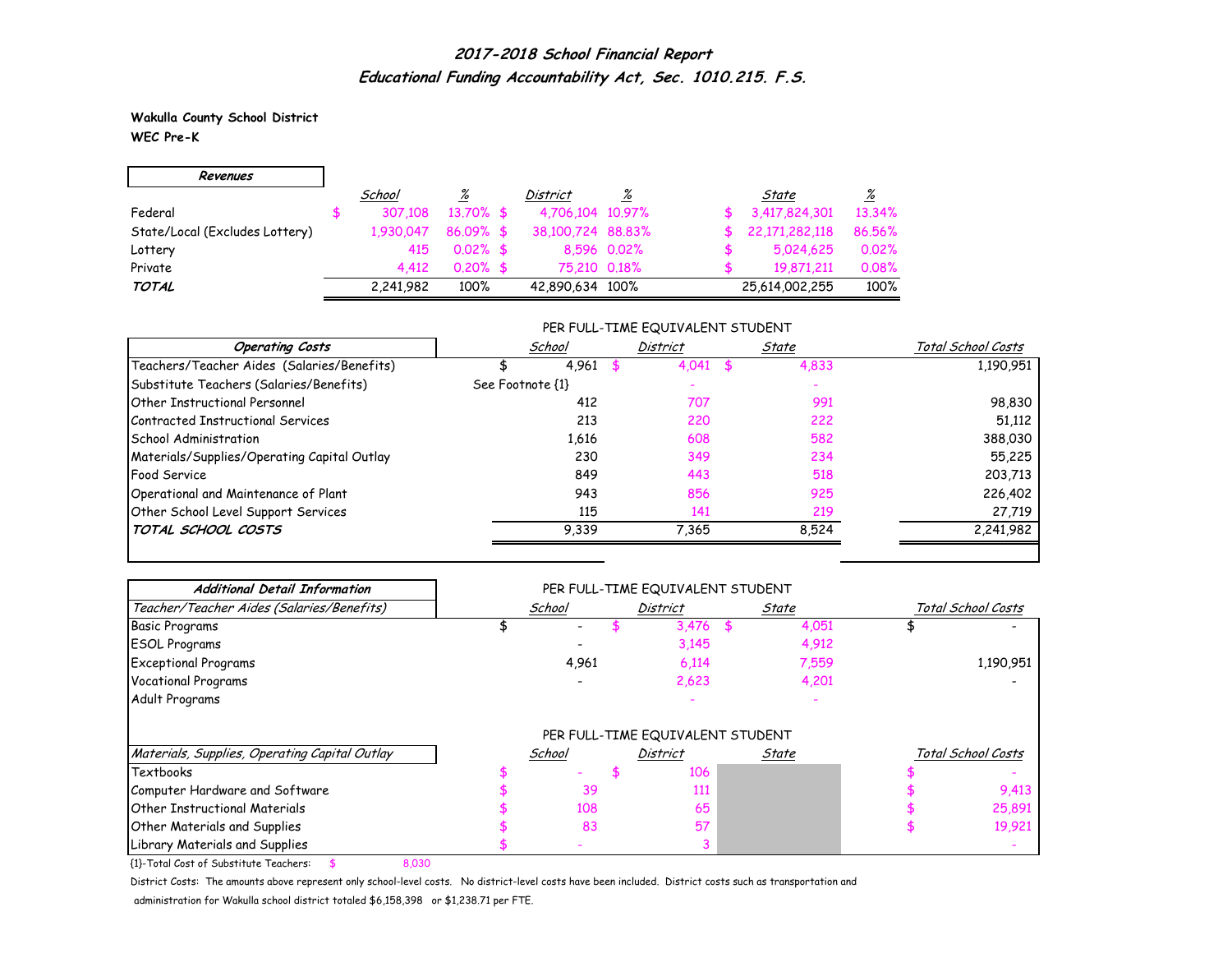# 2017-2018 School Financial Report

## Educational Funding Accountability Act, Sec. 1010.215. F.S.

**Wakulla County School District**
**WEC Pre-K**

| Revenues | School | % | District | % | State | % |
|---|---|---|---|---|---|---|
| Federal | $ 307,108 | 13.70% | $ 4,706,104 | 10.97% | $ 3,417,824,301 | 13.34% |
| State/Local (Excludes Lottery) | 1,930,047 | 86.09% | $ 38,100,724 | 88.83% | $ 22,171,282,118 | 86.56% |
| Lottery | 415 | 0.02% | $ 8,596 | 0.02% | $ 5,024,625 | 0.02% |
| Private | 4,412 | 0.20% | $ 75,210 | 0.18% | $ 19,871,211 | 0.08% |
| ***TOTAL*** | 2,241,982 | 100% | 42,890,634 | 100% | 25,614,002,255 | 100% |

PER FULL-TIME EQUIVALENT STUDENT

| Operating Costs | School | District | State | Total School Costs |
|---|---|---|---|---|
| Teachers/Teacher Aides (Salaries/Benefits) | $ 4,961 | $ 4,041 | $ 4,833 | 1,190,951 |
| Substitute Teachers (Salaries/Benefits) | See Footnote {1} | - | - | |
| Other Instructional Personnel | 412 | 707 | 991 | 98,830 |
| Contracted Instructional Services | 213 | 220 | 222 | 51,112 |
| School Administration | 1,616 | 608 | 582 | 388,030 |
| Materials/Supplies/Operating Capital Outlay | 230 | 349 | 234 | 55,225 |
| Food Service | 849 | 443 | 518 | 203,713 |
| Operational and Maintenance of Plant | 943 | 856 | 925 | 226,402 |
| Other School Level Support Services | 115 | 141 | 219 | 27,719 |
| ***TOTAL SCHOOL COSTS*** | 9,339 | 7,365 | 8,524 | 2,241,982 |

PER FULL-TIME EQUIVALENT STUDENT

| Additional Detail Information<br>Teacher/Teacher Aides (Salaries/Benefits) | School | District | State | Total School Costs |
|---|---|---|---|---|
| Basic Programs | $ - | $ 3,476 | $ 4,051 | $ - |
| ESOL Programs | - | 3,145 | 4,912 | |
| Exceptional Programs | 4,961 | 6,114 | 7,559 | 1,190,951 |
| Vocational Programs | - | 2,623 | 4,201 | - |
| Adult Programs | | - | - | |

PER FULL-TIME EQUIVALENT STUDENT

| Materials, Supplies, Operating Capital Outlay | School | District | State | Total School Costs |
|---|---|---|---|---|
| Textbooks | $ - | $ 106 | | $ - |
| Computer Hardware and Software | $ 39 | 111 | | $ 9,413 |
| Other Instructional Materials | $ 108 | 65 | | $ 25,891 |
| Other Materials and Supplies | $ 83 | 57 | | $ 19,921 |
| Library Materials and Supplies | $ - | 3 | | - |

{1}-Total Cost of Substitute Teachers: $ 8,030

District Costs: The amounts above represent only school-level costs. No district-level costs have been included. District costs such as transportation and administration for Wakulla school district totaled $6,158,398 or $1,238.71 per FTE.